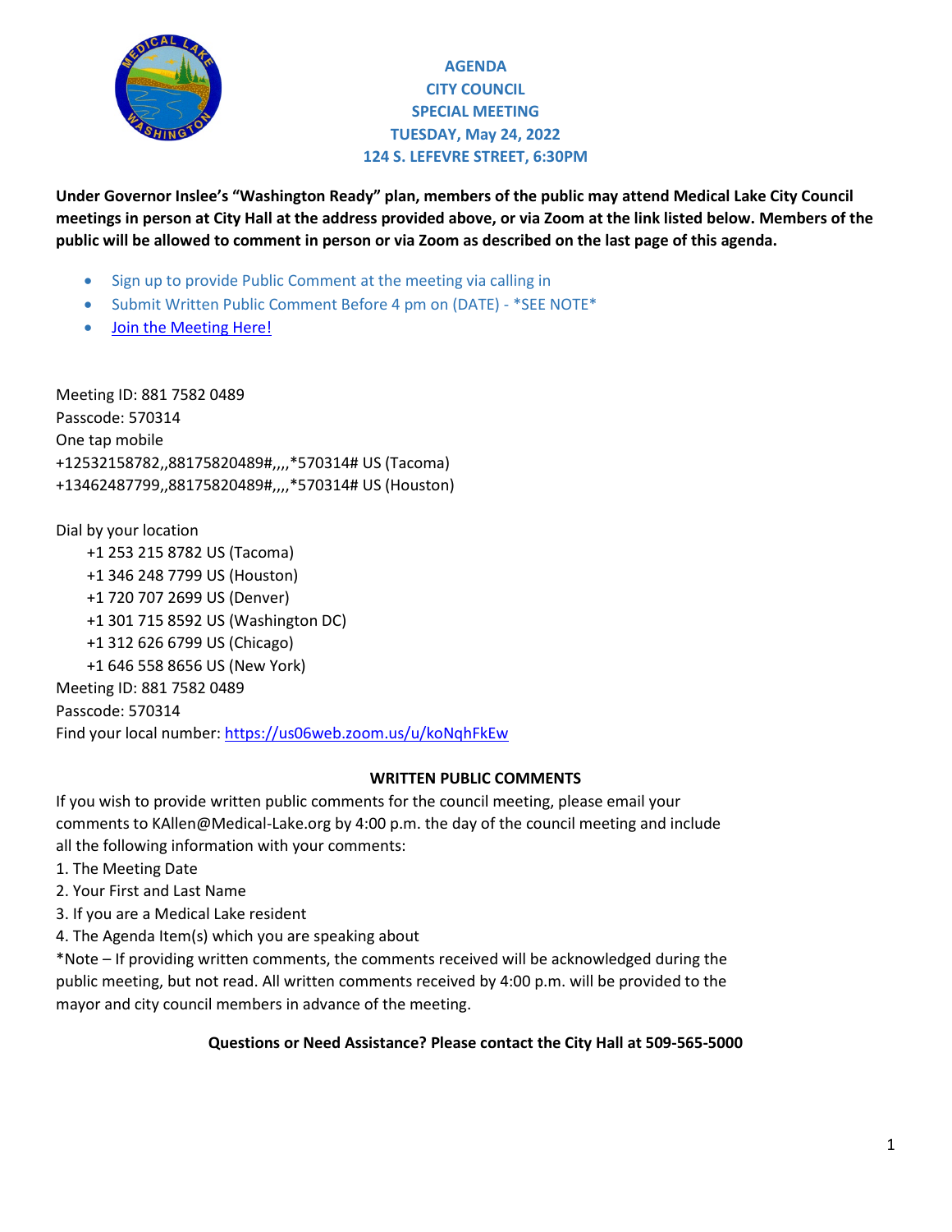# AGENDA
## CITY COUNCIL
## SPECIAL MEETING
## TUESDAY, May 24, 2022
## 124 S. LEFEVRE STREET, 6:30PM

**Under Governor Inslee's "Washington Ready" plan, members of the public may attend Medical Lake City Council meetings in person at City Hall at the address provided above, or via Zoom at the link listed below. Members of the public will be allowed to comment in person or via Zoom as described on the last page of this agenda.**

- Sign up to provide Public Comment at the meeting via calling in
- Submit Written Public Comment Before 4 pm on (DATE) - *SEE NOTE*
- Join the Meeting Here!

Meeting ID: 881 7582 0489
Passcode: 570314
One tap mobile
+12532158782,,88175820489#,,,,*570314# US (Tacoma)
+13462487799,,88175820489#,,,,*570314# US (Houston)

Dial by your location
+1 253 215 8782 US (Tacoma)
+1 346 248 7799 US (Houston)
+1 720 707 2699 US (Denver)
+1 301 715 8592 US (Washington DC)
+1 312 626 6799 US (Chicago)
+1 646 558 8656 US (New York)
Meeting ID: 881 7582 0489
Passcode: 570314
Find your local number: https://us06web.zoom.us/u/koNqhFkEw

**WRITTEN PUBLIC COMMENTS**

If you wish to provide written public comments for the council meeting, please email your comments to KAllen@Medical-Lake.org by 4:00 p.m. the day of the council meeting and include all the following information with your comments:

1. The Meeting Date
2. Your First and Last Name
3. If you are a Medical Lake resident
4. The Agenda Item(s) which you are speaking about

*Note – If providing written comments, the comments received will be acknowledged during the public meeting, but not read. All written comments received by 4:00 p.m. will be provided to the mayor and city council members in advance of the meeting.

**Questions or Need Assistance? Please contact the City Hall at 509-565-5000**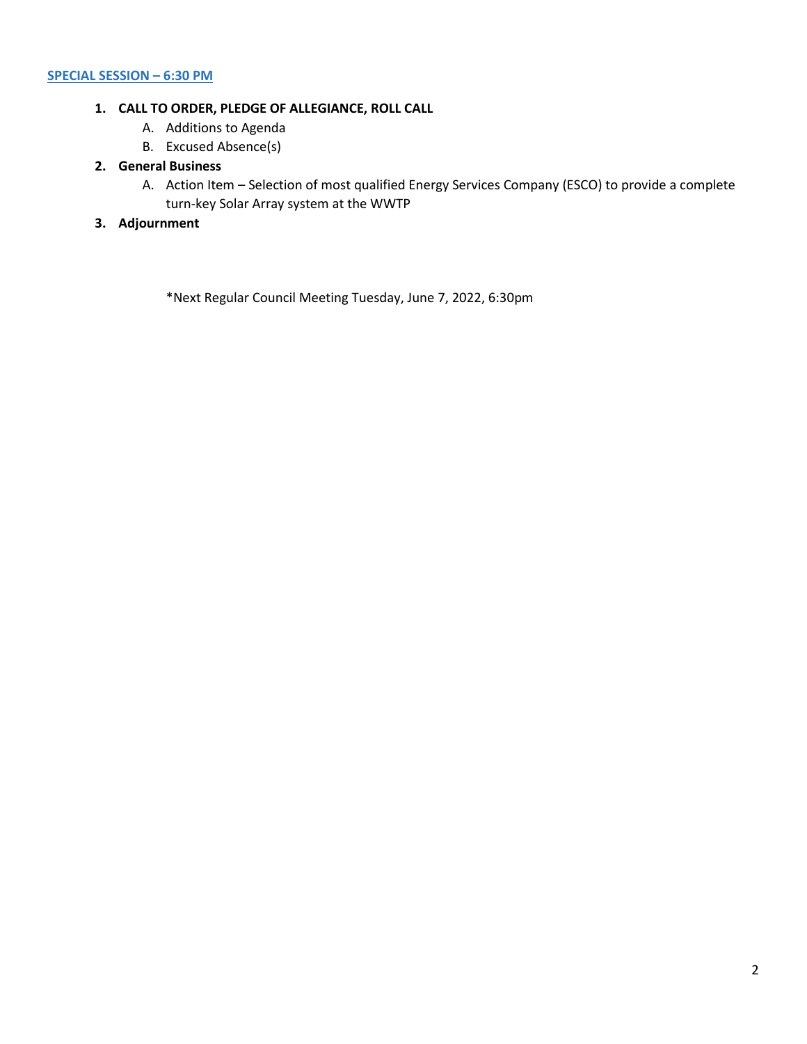**SPECIAL SESSION – 6:30 PM**

1. **CALL TO ORDER, PLEDGE OF ALLEGIANCE, ROLL CALL**
   - A. Additions to Agenda
   - B. Excused Absence(s)
2. **General Business**
   - A. Action Item – Selection of most qualified Energy Services Company (ESCO) to provide a complete turn-key Solar Array system at the WWTP
3. **Adjournment**

*Next Regular Council Meeting Tuesday, June 7, 2022, 6:30pm